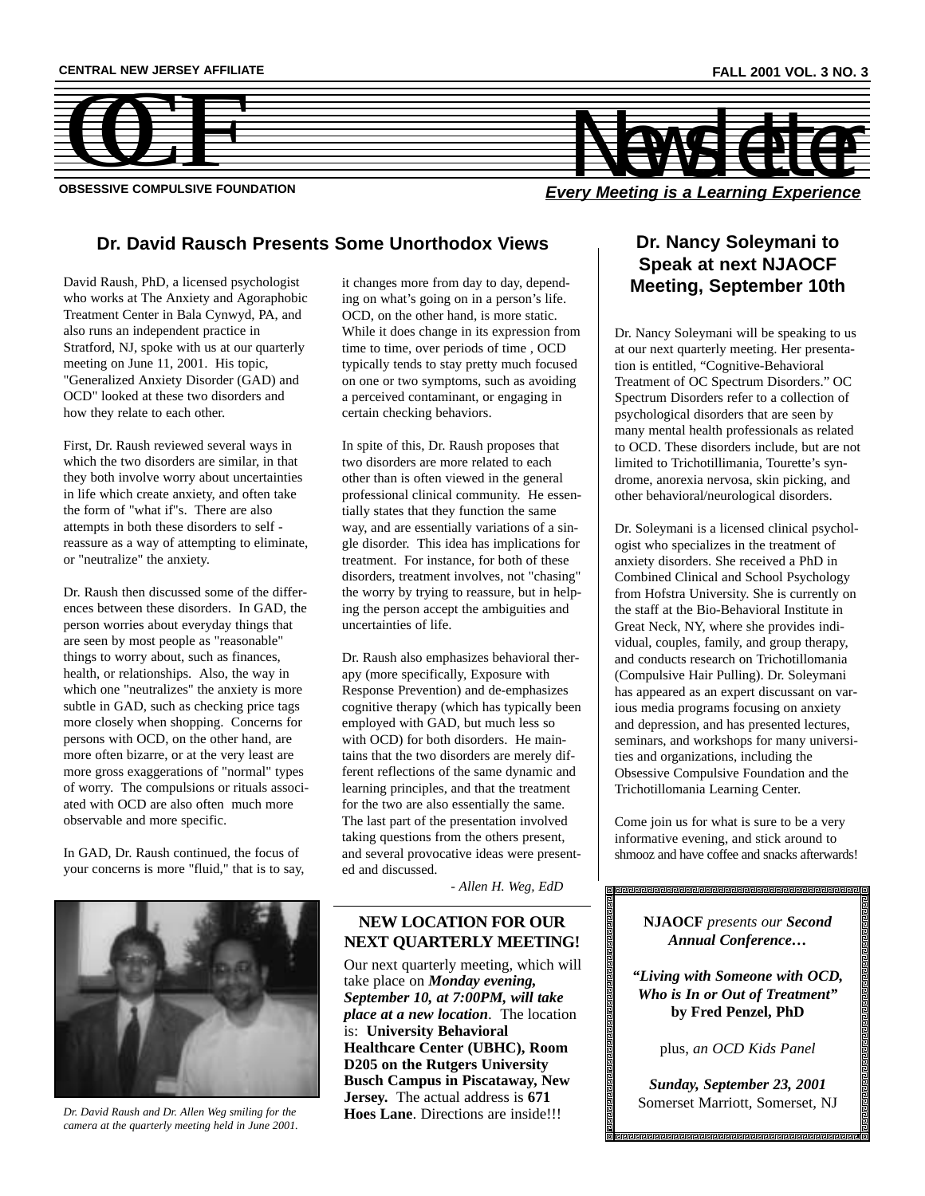CENTRAL NEW JERSEY AFFILIATE

FALL 2001 VOL. 3 NO. 3

# OCF Newsletter

OBSESSIVE COMPULSIVE FOUNDATION

***Every Meeting is a Learning Experience***

## Dr. David Rausch Presents Some Unorthodox Views

David Raush, PhD, a licensed psychologist who works at The Anxiety and Agoraphobic Treatment Center in Bala Cynwyd, PA, and also runs an independent practice in Stratford, NJ, spoke with us at our quarterly meeting on June 11, 2001. His topic, "Generalized Anxiety Disorder (GAD) and OCD" looked at these two disorders and how they relate to each other.

First, Dr. Raush reviewed several ways in which the two disorders are similar, in that they both involve worry about uncertainties in life which create anxiety, and often take the form of "what if"s. There are also attempts in both these disorders to self - reassure as a way of attempting to eliminate, or "neutralize" the anxiety.

Dr. Raush then discussed some of the differences between these disorders. In GAD, the person worries about everyday things that are seen by most people as "reasonable" things to worry about, such as finances, health, or relationships. Also, the way in which one "neutralizes" the anxiety is more subtle in GAD, such as checking price tags more closely when shopping. Concerns for persons with OCD, on the other hand, are more often bizarre, or at the very least are more gross exaggerations of "normal" types of worry. The compulsions or rituals associated with OCD are also often much more observable and more specific.

In GAD, Dr. Raush continued, the focus of your concerns is more "fluid," that is to say, it changes more from day to day, depending on what's going on in a person's life. OCD, on the other hand, is more static. While it does change in its expression from time to time, over periods of time , OCD typically tends to stay pretty much focused on one or two symptoms, such as avoiding a perceived contaminant, or engaging in certain checking behaviors.

In spite of this, Dr. Raush proposes that two disorders are more related to each other than is often viewed in the general professional clinical community. He essentially states that they function the same way, and are essentially variations of a single disorder. This idea has implications for treatment. For instance, for both of these disorders, treatment involves, not "chasing" the worry by trying to reassure, but in helping the person accept the ambiguities and uncertainties of life.

Dr. Raush also emphasizes behavioral therapy (more specifically, Exposure with Response Prevention) and de-emphasizes cognitive therapy (which has typically been employed with GAD, but much less so with OCD) for both disorders. He maintains that the two disorders are merely different reflections of the same dynamic and learning principles, and that the treatment for the two are also essentially the same. The last part of the presentation involved taking questions from the others present, and several provocative ideas were presented and discussed.

*- Allen H. Weg, EdD*

*Dr. David Raush and Dr. Allen Weg smiling for the camera at the quarterly meeting held in June 2001.*

### NEW LOCATION FOR OUR NEXT QUARTERLY MEETING!

Our next quarterly meeting, which will take place on ***Monday evening, September 10, at 7:00PM, will take place at a new location***. The location is: **University Behavioral Healthcare Center (UBHC), Room D205 on the Rutgers University Busch Campus in Piscataway, New Jersey.** The actual address is **671 Hoes Lane**. Directions are inside!!!

## Dr. Nancy Soleymani to Speak at next NJAOCF Meeting, September 10th

Dr. Nancy Soleymani will be speaking to us at our next quarterly meeting. Her presentation is entitled, "Cognitive-Behavioral Treatment of OC Spectrum Disorders." OC Spectrum Disorders refer to a collection of psychological disorders that are seen by many mental health professionals as related to OCD. These disorders include, but are not limited to Trichotillimania, Tourette's syndrome, anorexia nervosa, skin picking, and other behavioral/neurological disorders.

Dr. Soleymani is a licensed clinical psychologist who specializes in the treatment of anxiety disorders. She received a PhD in Combined Clinical and School Psychology from Hofstra University. She is currently on the staff at the Bio-Behavioral Institute in Great Neck, NY, where she provides individual, couples, family, and group therapy, and conducts research on Trichotillomania (Compulsive Hair Pulling). Dr. Soleymani has appeared as an expert discussant on various media programs focusing on anxiety and depression, and has presented lectures, seminars, and workshops for many universities and organizations, including the Obsessive Compulsive Foundation and the Trichotillomania Learning Center.

Come join us for what is sure to be a very informative evening, and stick around to shmooz and have coffee and snacks afterwards!

**NJAOCF** *presents our* ***Second Annual Conference…***

***"Living with Someone with OCD, Who is In or Out of Treatment"***
**by Fred Penzel, PhD**

plus, *an OCD Kids Panel*

***Sunday, September 23, 2001***
Somerset Marriott, Somerset, NJ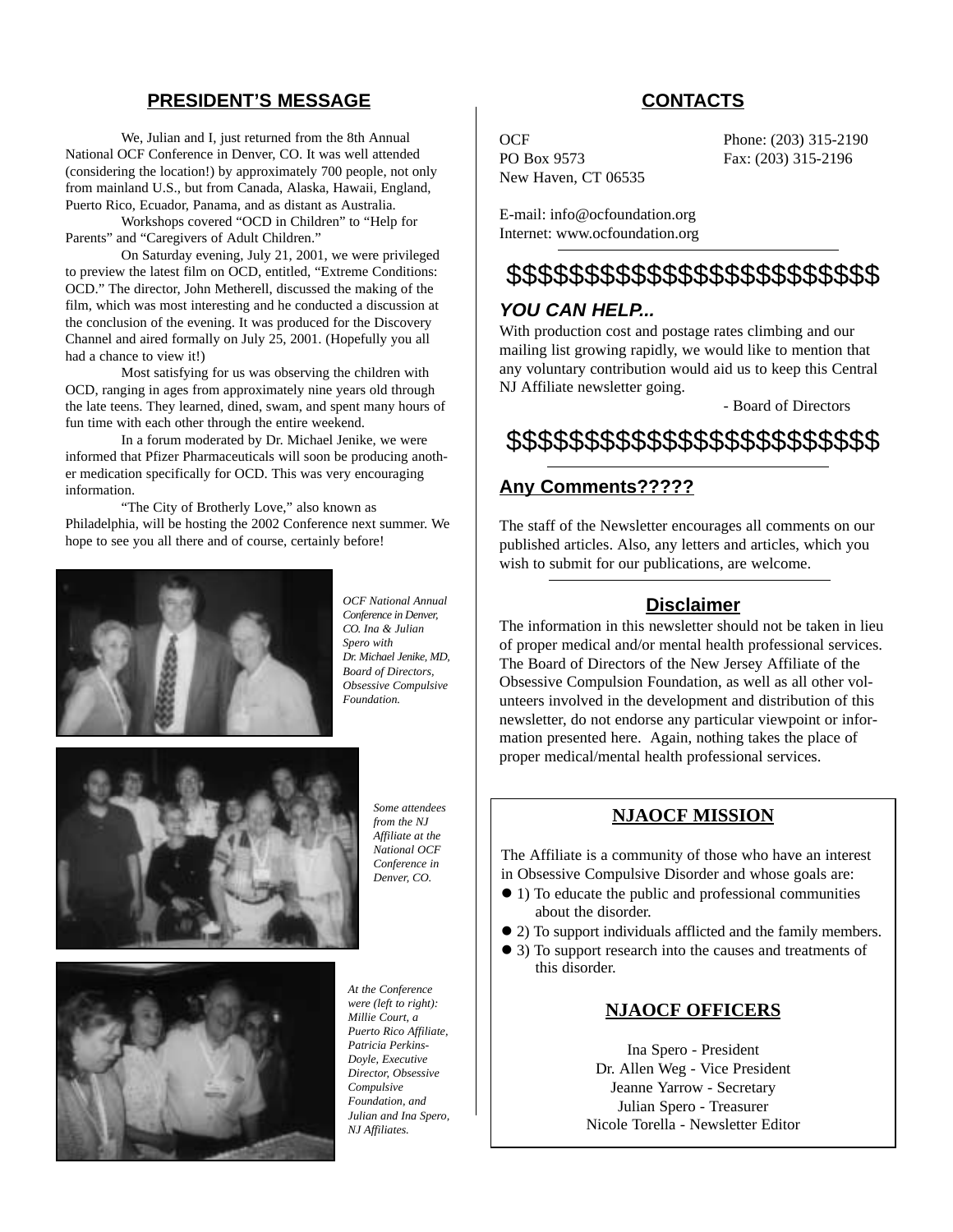## PRESIDENT'S MESSAGE

We, Julian and I, just returned from the 8th Annual National OCF Conference in Denver, CO. It was well attended (considering the location!) by approximately 700 people, not only from mainland U.S., but from Canada, Alaska, Hawaii, England, Puerto Rico, Ecuador, Panama, and as distant as Australia.

Workshops covered "OCD in Children" to "Help for Parents" and "Caregivers of Adult Children."

On Saturday evening, July 21, 2001, we were privileged to preview the latest film on OCD, entitled, "Extreme Conditions: OCD." The director, John Metherell, discussed the making of the film, which was most interesting and he conducted a discussion at the conclusion of the evening. It was produced for the Discovery Channel and aired formally on July 25, 2001. (Hopefully you all had a chance to view it!)

Most satisfying for us was observing the children with OCD, ranging in ages from approximately nine years old through the late teens. They learned, dined, swam, and spent many hours of fun time with each other through the entire weekend.

In a forum moderated by Dr. Michael Jenike, we were informed that Pfizer Pharmaceuticals will soon be producing another medication specifically for OCD. This was very encouraging information.

"The City of Brotherly Love," also known as Philadelphia, will be hosting the 2002 Conference next summer. We hope to see you all there and of course, certainly before!

*OCF National Annual Conference in Denver, CO. Ina & Julian Spero with Dr. Michael Jenike, MD, Board of Directors, Obsessive Compulsive Foundation.*

*Some attendees from the NJ Affiliate at the National OCF Conference in Denver, CO.*

*At the Conference were (left to right): Millie Court, a Puerto Rico Affiliate, Patricia Perkins-Doyle, Executive Director, Obsessive Compulsive Foundation, and Julian and Ina Spero, NJ Affiliates.*

## CONTACTS

OCF
PO Box 9573
New Haven, CT 06535

Phone: (203) 315-2190
Fax: (203) 315-2196

E-mail: info@ocfoundation.org
Internet: www.ocfoundation.org

$$$$$$$$$$$$$$$$$$$$$$$$

***YOU CAN HELP...***

With production cost and postage rates climbing and our mailing list growing rapidly, we would like to mention that any voluntary contribution would aid us to keep this Central NJ Affiliate newsletter going.

- Board of Directors

$$$$$$$$$$$$$$$$$$$$$$$$

## Any Comments?????

The staff of the Newsletter encourages all comments on our published articles. Also, any letters and articles, which you wish to submit for our publications, are welcome.

## Disclaimer

The information in this newsletter should not be taken in lieu of proper medical and/or mental health professional services. The Board of Directors of the New Jersey Affiliate of the Obsessive Compulsion Foundation, as well as all other volunteers involved in the development and distribution of this newsletter, do not endorse any particular viewpoint or information presented here. Again, nothing takes the place of proper medical/mental health professional services.

## NJAOCF MISSION

The Affiliate is a community of those who have an interest in Obsessive Compulsive Disorder and whose goals are:

- 1) To educate the public and professional communities about the disorder.
- 2) To support individuals afflicted and the family members.
- 3) To support research into the causes and treatments of this disorder.

## NJAOCF OFFICERS

Ina Spero - President
Dr. Allen Weg - Vice President
Jeanne Yarrow - Secretary
Julian Spero - Treasurer
Nicole Torella - Newsletter Editor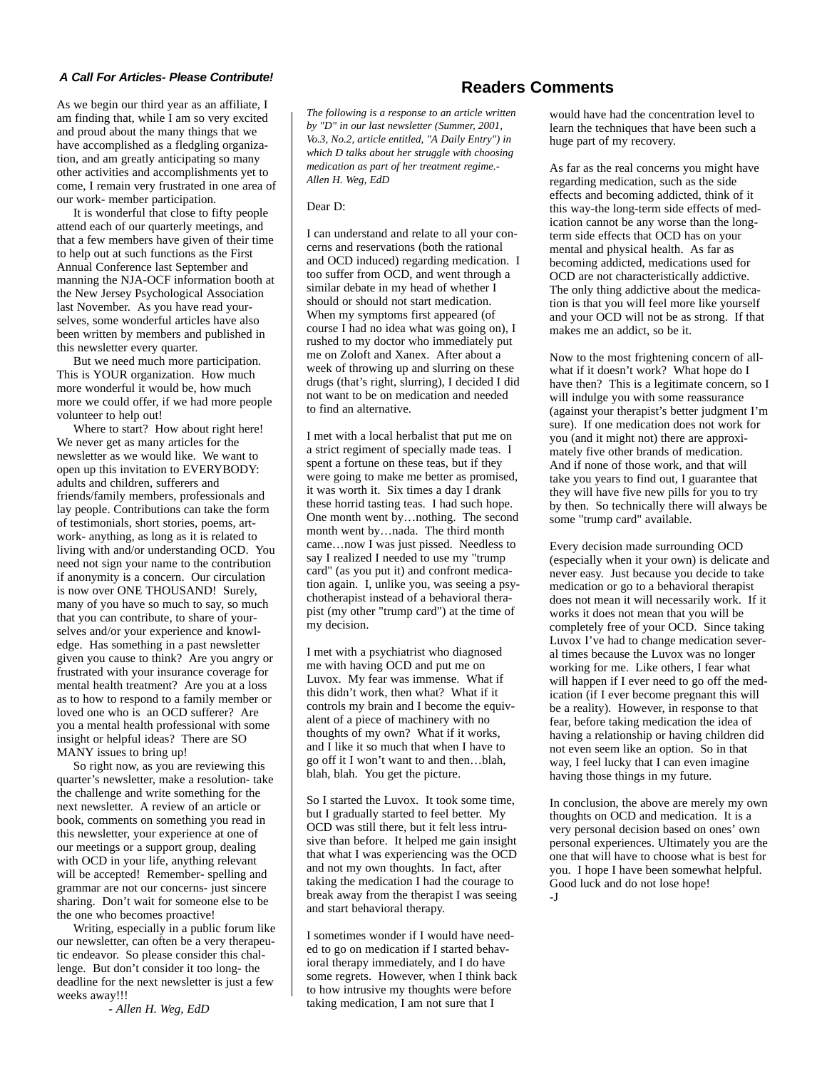### *A Call For Articles- Please Contribute!*

As we begin our third year as an affiliate, I am finding that, while I am so very excited and proud about the many things that we have accomplished as a fledgling organization, and am greatly anticipating so many other activities and accomplishments yet to come, I remain very frustrated in one area of our work- member participation.

It is wonderful that close to fifty people attend each of our quarterly meetings, and that a few members have given of their time to help out at such functions as the First Annual Conference last September and manning the NJA-OCF information booth at the New Jersey Psychological Association last November. As you have read yourselves, some wonderful articles have also been written by members and published in this newsletter every quarter.

But we need much more participation. This is YOUR organization. How much more wonderful it would be, how much more we could offer, if we had more people volunteer to help out!

Where to start? How about right here! We never get as many articles for the newsletter as we would like. We want to open up this invitation to EVERYBODY: adults and children, sufferers and friends/family members, professionals and lay people. Contributions can take the form of testimonials, short stories, poems, artwork- anything, as long as it is related to living with and/or understanding OCD. You need not sign your name to the contribution if anonymity is a concern. Our circulation is now over ONE THOUSAND! Surely, many of you have so much to say, so much that you can contribute, to share of yourselves and/or your experience and knowledge. Has something in a past newsletter given you cause to think? Are you angry or frustrated with your insurance coverage for mental health treatment? Are you at a loss as to how to respond to a family member or loved one who is an OCD sufferer? Are you a mental health professional with some insight or helpful ideas? There are SO MANY issues to bring up!

So right now, as you are reviewing this quarter's newsletter, make a resolution- take the challenge and write something for the next newsletter. A review of an article or book, comments on something you read in this newsletter, your experience at one of our meetings or a support group, dealing with OCD in your life, anything relevant will be accepted! Remember- spelling and grammar are not our concerns- just sincere sharing. Don't wait for someone else to be the one who becomes proactive!

Writing, especially in a public forum like our newsletter, can often be a very therapeutic endeavor. So please consider this challenge. But don't consider it too long- the deadline for the next newsletter is just a few weeks away!!!

*- Allen H. Weg, EdD*

## Readers Comments

*The following is a response to an article written by "D" in our last newsletter (Summer, 2001, Vo.3, No.2, article entitled, "A Daily Entry") in which D talks about her struggle with choosing medication as part of her treatment regime.- Allen H. Weg, EdD*

Dear D:

I can understand and relate to all your concerns and reservations (both the rational and OCD induced) regarding medication. I too suffer from OCD, and went through a similar debate in my head of whether I should or should not start medication. When my symptoms first appeared (of course I had no idea what was going on), I rushed to my doctor who immediately put me on Zoloft and Xanex. After about a week of throwing up and slurring on these drugs (that's right, slurring), I decided I did not want to be on medication and needed to find an alternative.

I met with a local herbalist that put me on a strict regiment of specially made teas. I spent a fortune on these teas, but if they were going to make me better as promised, it was worth it. Six times a day I drank these horrid tasting teas. I had such hope. One month went by…nothing. The second month went by…nada. The third month came…now I was just pissed. Needless to say I realized I needed to use my "trump card" (as you put it) and confront medication again. I, unlike you, was seeing a psychotherapist instead of a behavioral therapist (my other "trump card") at the time of my decision.

I met with a psychiatrist who diagnosed me with having OCD and put me on Luvox. My fear was immense. What if this didn't work, then what? What if it controls my brain and I become the equivalent of a piece of machinery with no thoughts of my own? What if it works, and I like it so much that when I have to go off it I won't want to and then…blah, blah, blah. You get the picture.

So I started the Luvox. It took some time, but I gradually started to feel better. My OCD was still there, but it felt less intrusive than before. It helped me gain insight that what I was experiencing was the OCD and not my own thoughts. In fact, after taking the medication I had the courage to break away from the therapist I was seeing and start behavioral therapy.

I sometimes wonder if I would have needed to go on medication if I started behavioral therapy immediately, and I do have some regrets. However, when I think back to how intrusive my thoughts were before taking medication, I am not sure that I would have had the concentration level to learn the techniques that have been such a huge part of my recovery.

As far as the real concerns you might have regarding medication, such as the side effects and becoming addicted, think of it this way-the long-term side effects of medication cannot be any worse than the long-term side effects that OCD has on your mental and physical health. As far as becoming addicted, medications used for OCD are not characteristically addictive. The only thing addictive about the medication is that you will feel more like yourself and your OCD will not be as strong. If that makes me an addict, so be it.

Now to the most frightening concern of all- what if it doesn't work? What hope do I have then? This is a legitimate concern, so I will indulge you with some reassurance (against your therapist's better judgment I'm sure). If one medication does not work for you (and it might not) there are approximately five other brands of medication. And if none of those work, and that will take you years to find out, I guarantee that they will have five new pills for you to try by then. So technically there will always be some "trump card" available.

Every decision made surrounding OCD (especially when it your own) is delicate and never easy. Just because you decide to take medication or go to a behavioral therapist does not mean it will necessarily work. If it works it does not mean that you will be completely free of your OCD. Since taking Luvox I've had to change medication several times because the Luvox was no longer working for me. Like others, I fear what will happen if I ever need to go off the medication (if I ever become pregnant this will be a reality). However, in response to that fear, before taking medication the idea of having a relationship or having children did not even seem like an option. So in that way, I feel lucky that I can even imagine having those things in my future.

In conclusion, the above are merely my own thoughts on OCD and medication. It is a very personal decision based on ones' own personal experiences. Ultimately you are the one that will have to choose what is best for you. I hope I have been somewhat helpful. Good luck and do not lose hope!
-J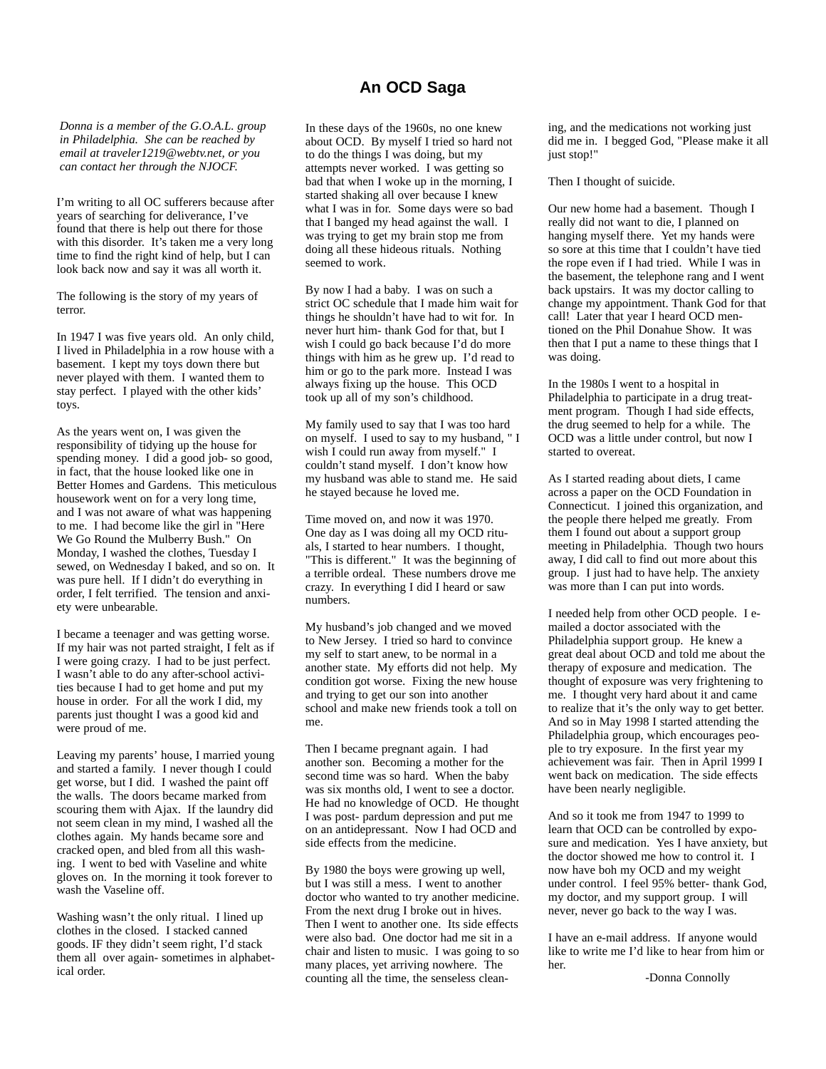# An OCD Saga

*Donna is a member of the G.O.A.L. group in Philadelphia. She can be reached by email at traveler1219@webtv.net, or you can contact her through the NJOCF.*

I'm writing to all OC sufferers because after years of searching for deliverance, I've found that there is help out there for those with this disorder. It's taken me a very long time to find the right kind of help, but I can look back now and say it was all worth it.

The following is the story of my years of terror.

In 1947 I was five years old. An only child, I lived in Philadelphia in a row house with a basement. I kept my toys down there but never played with them. I wanted them to stay perfect. I played with the other kids' toys.

As the years went on, I was given the responsibility of tidying up the house for spending money. I did a good job- so good, in fact, that the house looked like one in Better Homes and Gardens. This meticulous housework went on for a very long time, and I was not aware of what was happening to me. I had become like the girl in "Here We Go Round the Mulberry Bush." On Monday, I washed the clothes, Tuesday I sewed, on Wednesday I baked, and so on. It was pure hell. If I didn't do everything in order, I felt terrified. The tension and anxiety were unbearable.

I became a teenager and was getting worse. If my hair was not parted straight, I felt as if I were going crazy. I had to be just perfect. I wasn't able to do any after-school activities because I had to get home and put my house in order. For all the work I did, my parents just thought I was a good kid and were proud of me.

Leaving my parents' house, I married young and started a family. I never though I could get worse, but I did. I washed the paint off the walls. The doors became marked from scouring them with Ajax. If the laundry did not seem clean in my mind, I washed all the clothes again. My hands became sore and cracked open, and bled from all this washing. I went to bed with Vaseline and white gloves on. In the morning it took forever to wash the Vaseline off.

Washing wasn't the only ritual. I lined up clothes in the closed. I stacked canned goods. IF they didn't seem right, I'd stack them all over again- sometimes in alphabetical order.

In these days of the 1960s, no one knew about OCD. By myself I tried so hard not to do the things I was doing, but my attempts never worked. I was getting so bad that when I woke up in the morning, I started shaking all over because I knew what I was in for. Some days were so bad that I banged my head against the wall. I was trying to get my brain stop me from doing all these hideous rituals. Nothing seemed to work.

By now I had a baby. I was on such a strict OC schedule that I made him wait for things he shouldn't have had to wit for. In never hurt him- thank God for that, but I wish I could go back because I'd do more things with him as he grew up. I'd read to him or go to the park more. Instead I was always fixing up the house. This OCD took up all of my son's childhood.

My family used to say that I was too hard on myself. I used to say to my husband, " I wish I could run away from myself." I couldn't stand myself. I don't know how my husband was able to stand me. He said he stayed because he loved me.

Time moved on, and now it was 1970. One day as I was doing all my OCD rituals, I started to hear numbers. I thought, "This is different." It was the beginning of a terrible ordeal. These numbers drove me crazy. In everything I did I heard or saw numbers.

My husband's job changed and we moved to New Jersey. I tried so hard to convince my self to start anew, to be normal in a another state. My efforts did not help. My condition got worse. Fixing the new house and trying to get our son into another school and make new friends took a toll on me.

Then I became pregnant again. I had another son. Becoming a mother for the second time was so hard. When the baby was six months old, I went to see a doctor. He had no knowledge of OCD. He thought I was post- pardum depression and put me on an antidepressant. Now I had OCD and side effects from the medicine.

By 1980 the boys were growing up well, but I was still a mess. I went to another doctor who wanted to try another medicine. From the next drug I broke out in hives. Then I went to another one. Its side effects were also bad. One doctor had me sit in a chair and listen to music. I was going to so many places, yet arriving nowhere. The counting all the time, the senseless cleaning, and the medications not working just did me in. I begged God, "Please make it all just stop!"

Then I thought of suicide.

Our new home had a basement. Though I really did not want to die, I planned on hanging myself there. Yet my hands were so sore at this time that I couldn't have tied the rope even if I had tried. While I was in the basement, the telephone rang and I went back upstairs. It was my doctor calling to change my appointment. Thank God for that call! Later that year I heard OCD mentioned on the Phil Donahue Show. It was then that I put a name to these things that I was doing.

In the 1980s I went to a hospital in Philadelphia to participate in a drug treatment program. Though I had side effects, the drug seemed to help for a while. The OCD was a little under control, but now I started to overeat.

As I started reading about diets, I came across a paper on the OCD Foundation in Connecticut. I joined this organization, and the people there helped me greatly. From them I found out about a support group meeting in Philadelphia. Though two hours away, I did call to find out more about this group. I just had to have help. The anxiety was more than I can put into words.

I needed help from other OCD people. I e-mailed a doctor associated with the Philadelphia support group. He knew a great deal about OCD and told me about the therapy of exposure and medication. The thought of exposure was very frightening to me. I thought very hard about it and came to realize that it's the only way to get better. And so in May 1998 I started attending the Philadelphia group, which encourages people to try exposure. In the first year my achievement was fair. Then in April 1999 I went back on medication. The side effects have been nearly negligible.

And so it took me from 1947 to 1999 to learn that OCD can be controlled by exposure and medication. Yes I have anxiety, but the doctor showed me how to control it. I now have boh my OCD and my weight under control. I feel 95% better- thank God, my doctor, and my support group. I will never, never go back to the way I was.

I have an e-mail address. If anyone would like to write me I'd like to hear from him or her.

-Donna Connolly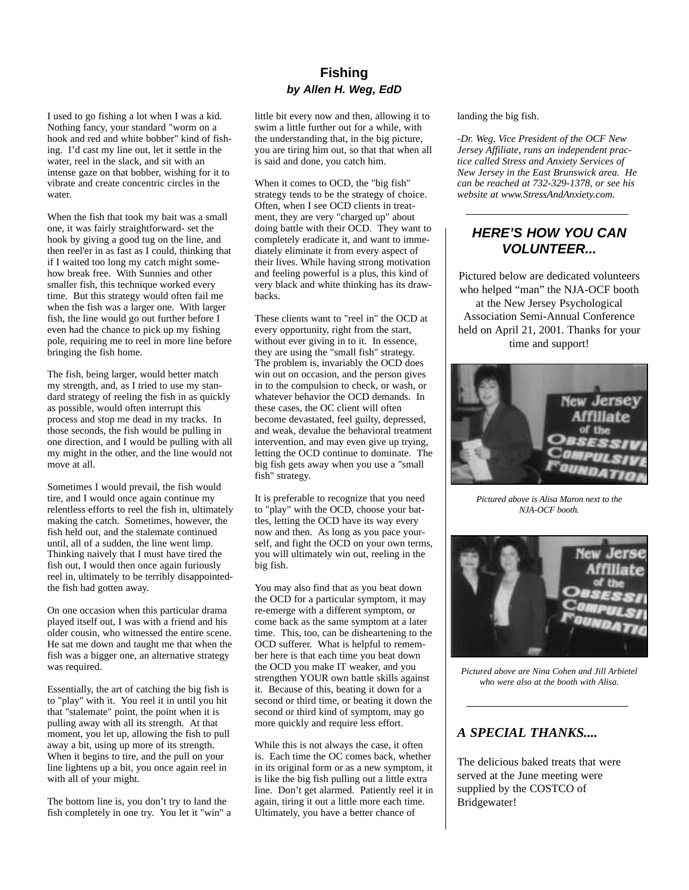## Fishing

***by Allen H. Weg, EdD***

I used to go fishing a lot when I was a kid. Nothing fancy, your standard "worm on a hook and red and white bobber" kind of fishing. I'd cast my line out, let it settle in the water, reel in the slack, and sit with an intense gaze on that bobber, wishing for it to vibrate and create concentric circles in the water.

When the fish that took my bait was a small one, it was fairly straightforward- set the hook by giving a good tug on the line, and then reel'er in as fast as I could, thinking that if I waited too long my catch might somehow break free. With Sunnies and other smaller fish, this technique worked every time. But this strategy would often fail me when the fish was a larger one. With larger fish, the line would go out further before I even had the chance to pick up my fishing pole, requiring me to reel in more line before bringing the fish home.

The fish, being larger, would better match my strength, and, as I tried to use my standard strategy of reeling the fish in as quickly as possible, would often interrupt this process and stop me dead in my tracks. In those seconds, the fish would be pulling in one direction, and I would be pulling with all my might in the other, and the line would not move at all.

Sometimes I would prevail, the fish would tire, and I would once again continue my relentless efforts to reel the fish in, ultimately making the catch. Sometimes, however, the fish held out, and the stalemate continued until, all of a sudden, the line went limp. Thinking naively that I must have tired the fish out, I would then once again furiously reel in, ultimately to be terribly disappointed- the fish had gotten away.

On one occasion when this particular drama played itself out, I was with a friend and his older cousin, who witnessed the entire scene. He sat me down and taught me that when the fish was a bigger one, an alternative strategy was required.

Essentially, the art of catching the big fish is to "play" with it. You reel it in until you hit that "stalemate" point, the point when it is pulling away with all its strength. At that moment, you let up, allowing the fish to pull away a bit, using up more of its strength. When it begins to tire, and the pull on your line lightens up a bit, you once again reel in with all of your might.

The bottom line is, you don't try to land the fish completely in one try. You let it "win" a little bit every now and then, allowing it to swim a little further out for a while, with the understanding that, in the big picture, you are tiring him out, so that that when all is said and done, you catch him.

When it comes to OCD, the "big fish" strategy tends to be the strategy of choice. Often, when I see OCD clients in treatment, they are very "charged up" about doing battle with their OCD. They want to completely eradicate it, and want to immediately eliminate it from every aspect of their lives. While having strong motivation and feeling powerful is a plus, this kind of very black and white thinking has its drawbacks.

These clients want to "reel in" the OCD at every opportunity, right from the start, without ever giving in to it. In essence, they are using the "small fish" strategy. The problem is, invariably the OCD does win out on occasion, and the person gives in to the compulsion to check, or wash, or whatever behavior the OCD demands. In these cases, the OC client will often become devastated, feel guilty, depressed, and weak, devalue the behavioral treatment intervention, and may even give up trying, letting the OCD continue to dominate. The big fish gets away when you use a "small fish" strategy.

It is preferable to recognize that you need to "play" with the OCD, choose your battles, letting the OCD have its way every now and then. As long as you pace yourself, and fight the OCD on your own terms, you will ultimately win out, reeling in the big fish.

You may also find that as you beat down the OCD for a particular symptom, it may re-emerge with a different symptom, or come back as the same symptom at a later time. This, too, can be disheartening to the OCD sufferer. What is helpful to remember here is that each time you beat down the OCD you make IT weaker, and you strengthen YOUR own battle skills against it. Because of this, beating it down for a second or third time, or beating it down the second or third kind of symptom, may go more quickly and require less effort.

While this is not always the case, it often is. Each time the OC comes back, whether in its original form or as a new symptom, it is like the big fish pulling out a little extra line. Don't get alarmed. Patiently reel it in again, tiring it out a little more each time. Ultimately, you have a better chance of landing the big fish.

*-Dr. Weg, Vice President of the OCF New Jersey Affiliate, runs an independent practice called Stress and Anxiety Services of New Jersey in the East Brunswick area. He can be reached at 732-329-1378, or see his website at www.StressAndAnxiety.com.*

---

## *HERE'S HOW YOU CAN VOLUNTEER...*

Pictured below are dedicated volunteers who helped "man" the NJA-OCF booth at the New Jersey Psychological Association Semi-Annual Conference held on April 21, 2001. Thanks for your time and support!

*Pictured above is Alisa Maron next to the NJA-OCF booth.*

*Pictured above are Nina Cohen and Jill Arbietel who were also at the booth with Alisa.*

---

## *A SPECIAL THANKS....*

The delicious baked treats that were served at the June meeting were supplied by the COSTCO of Bridgewater!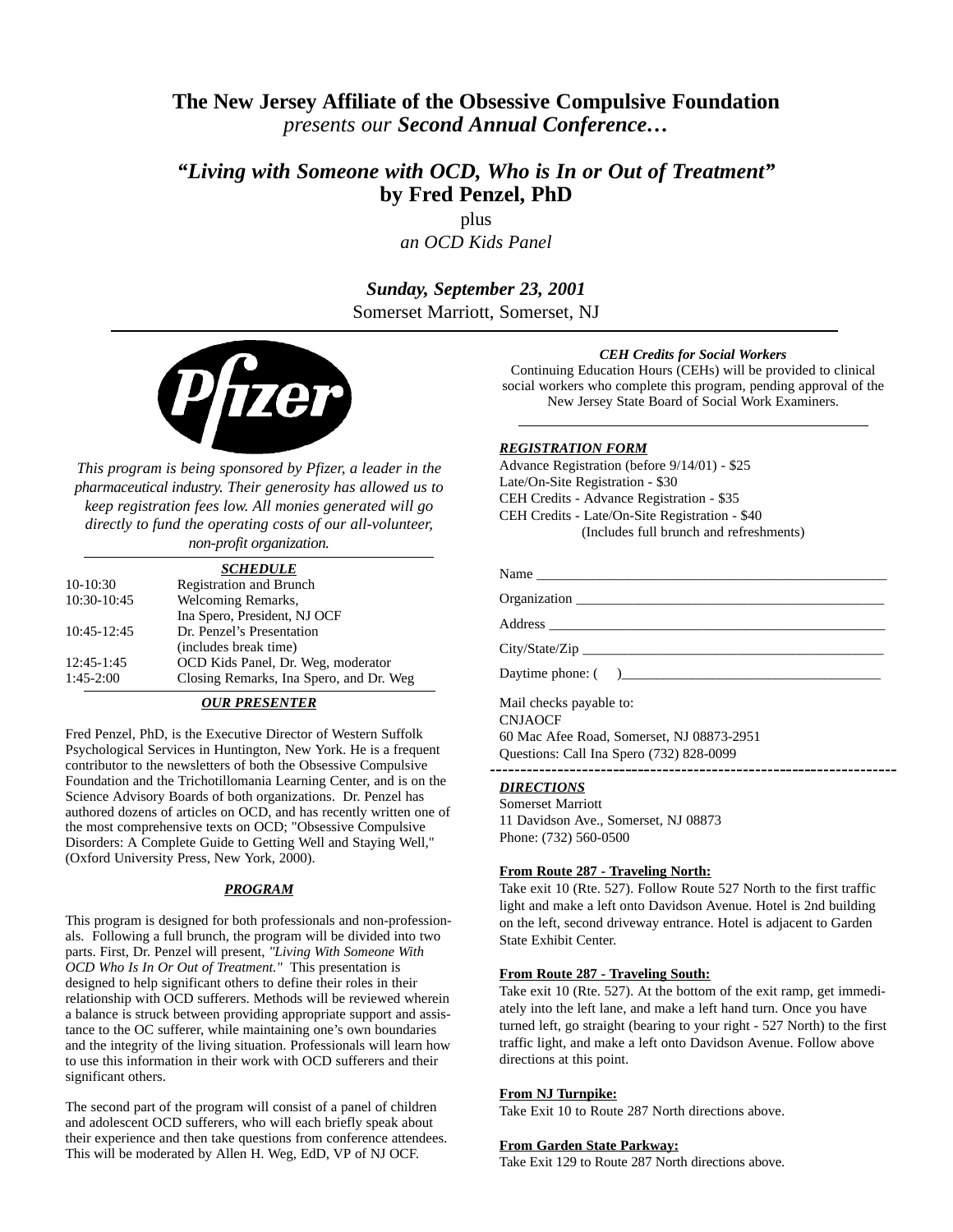# The New Jersey Affiliate of the Obsessive Compulsive Foundation

*presents our* ***Second Annual Conference…***

## *"Living with Someone with OCD, Who is In or Out of Treatment"*

## by Fred Penzel, PhD

plus

*an OCD Kids Panel*

***Sunday, September 23, 2001***

Somerset Marriott, Somerset, NJ

---

Pfizer

*This program is being sponsored by Pfizer, a leader in the pharmaceutical industry. Their generosity has allowed us to keep registration fees low. All monies generated will go directly to fund the operating costs of our all-volunteer, non-profit organization.*

### ***SCHEDULE***

| | |
|---|---|
| 10-10:30 | Registration and Brunch |
| 10:30-10:45 | Welcoming Remarks, Ina Spero, President, NJ OCF |
| 10:45-12:45 | Dr. Penzel's Presentation (includes break time) |
| 12:45-1:45 | OCD Kids Panel, Dr. Weg, moderator |
| 1:45-2:00 | Closing Remarks, Ina Spero, and Dr. Weg |

### ***OUR PRESENTER***

Fred Penzel, PhD, is the Executive Director of Western Suffolk Psychological Services in Huntington, New York. He is a frequent contributor to the newsletters of both the Obsessive Compulsive Foundation and the Trichotillomania Learning Center, and is on the Science Advisory Boards of both organizations. Dr. Penzel has authored dozens of articles on OCD, and has recently written one of the most comprehensive texts on OCD; "Obsessive Compulsive Disorders: A Complete Guide to Getting Well and Staying Well," (Oxford University Press, New York, 2000).

### ***PROGRAM***

This program is designed for both professionals and non-professionals. Following a full brunch, the program will be divided into two parts. First, Dr. Penzel will present, *"Living With Someone With OCD Who Is In Or Out of Treatment."* This presentation is designed to help significant others to define their roles in their relationship with OCD sufferers. Methods will be reviewed wherein a balance is struck between providing appropriate support and assistance to the OC sufferer, while maintaining one's own boundaries and the integrity of the living situation. Professionals will learn how to use this information in their work with OCD sufferers and their significant others.

The second part of the program will consist of a panel of children and adolescent OCD sufferers, who will each briefly speak about their experience and then take questions from conference attendees. This will be moderated by Allen H. Weg, EdD, VP of NJ OCF.

### ***CEH Credits for Social Workers***

Continuing Education Hours (CEHs) will be provided to clinical social workers who complete this program, pending approval of the New Jersey State Board of Social Work Examiners.

---

### ***REGISTRATION FORM***

Advance Registration (before 9/14/01) - $25
Late/On-Site Registration - $30
CEH Credits - Advance Registration - $35
CEH Credits - Late/On-Site Registration - $40
(Includes full brunch and refreshments)

Name ____________________________________________

Organization ______________________________________

Address __________________________________________

City/State/Zip ______________________________________

Daytime phone: (     )________________________________

Mail checks payable to:
CNJAOCF
60 Mac Afee Road, Somerset, NJ 08873-2951
Questions: Call Ina Spero (732) 828-0099

---

### ***DIRECTIONS***

Somerset Marriott
11 Davidson Ave., Somerset, NJ 08873
Phone: (732) 560-0500

**From Route 287 - Traveling North:**
Take exit 10 (Rte. 527). Follow Route 527 North to the first traffic light and make a left onto Davidson Avenue. Hotel is 2nd building on the left, second driveway entrance. Hotel is adjacent to Garden State Exhibit Center.

**From Route 287 - Traveling South:**
Take exit 10 (Rte. 527). At the bottom of the exit ramp, get immediately into the left lane, and make a left hand turn. Once you have turned left, go straight (bearing to your right - 527 North) to the first traffic light, and make a left onto Davidson Avenue. Follow above directions at this point.

**From NJ Turnpike:**
Take Exit 10 to Route 287 North directions above.

**From Garden State Parkway:**
Take Exit 129 to Route 287 North directions above.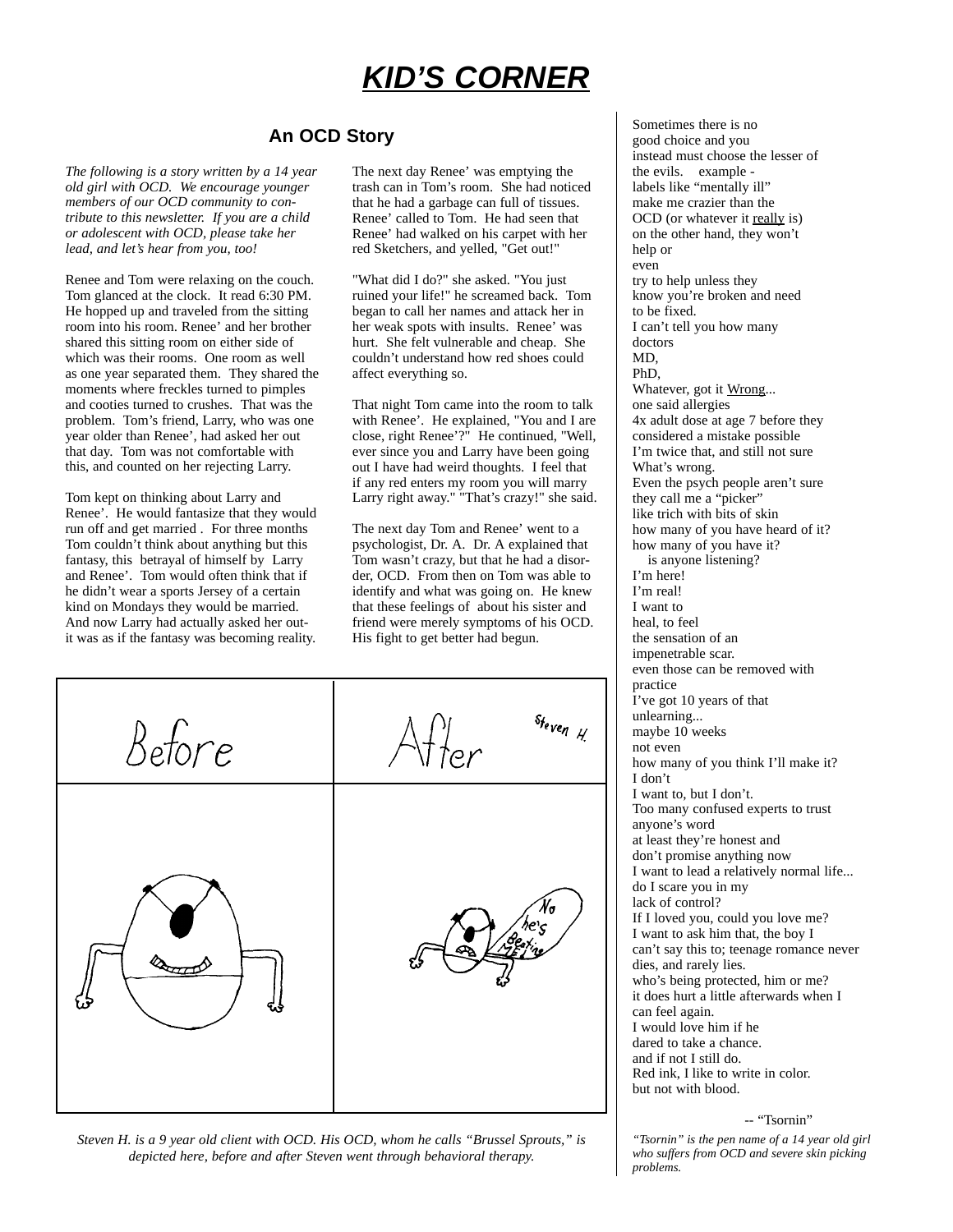# KID'S CORNER

## An OCD Story

*The following is a story written by a 14 year old girl with OCD. We encourage younger members of our OCD community to contribute to this newsletter. If you are a child or adolescent with OCD, please take her lead, and let's hear from you, too!*

Renee and Tom were relaxing on the couch. Tom glanced at the clock. It read 6:30 PM. He hopped up and traveled from the sitting room into his room. Renee' and her brother shared this sitting room on either side of which was their rooms. One room as well as one year separated them. They shared the moments where freckles turned to pimples and cooties turned to crushes. That was the problem. Tom's friend, Larry, who was one year older than Renee', had asked her out that day. Tom was not comfortable with this, and counted on her rejecting Larry.

Tom kept on thinking about Larry and Renee'. He would fantasize that they would run off and get married . For three months Tom couldn't think about anything but this fantasy, this betrayal of himself by Larry and Renee'. Tom would often think that if he didn't wear a sports Jersey of a certain kind on Mondays they would be married. And now Larry had actually asked her out- it was as if the fantasy was becoming reality.

The next day Renee' was emptying the trash can in Tom's room. She had noticed that he had a garbage can full of tissues. Renee' called to Tom. He had seen that Renee' had walked on his carpet with her red Sketchers, and yelled, "Get out!"

"What did I do?" she asked. "You just ruined your life!" he screamed back. Tom began to call her names and attack her in her weak spots with insults. Renee' was hurt. She felt vulnerable and cheap. She couldn't understand how red shoes could affect everything so.

That night Tom came into the room to talk with Renee'. He explained, "You and I are close, right Renee'?" He continued, "Well, ever since you and Larry have been going out I have had weird thoughts. I feel that if any red enters my room you will marry Larry right away." "That's crazy!" she said.

The next day Tom and Renee' went to a psychologist, Dr. A. Dr. A explained that Tom wasn't crazy, but that he had a disorder, OCD. From then on Tom was able to identify and what was going on. He knew that these feelings of about his sister and friend were merely symptoms of his OCD. His fight to get better had begun.

*Steven H. is a 9 year old client with OCD. His OCD, whom he calls "Brussel Sprouts," is depicted here, before and after Steven went through behavioral therapy.*

Sometimes there is no
good choice and you
instead must choose the lesser of
the evils. example -
labels like "mentally ill"
make me crazier than the
OCD (or whatever it <u>really</u> is)
on the other hand, they won't
help or
even
try to help unless they
know you're broken and need
to be fixed.
I can't tell you how many
doctors
MD,
PhD,
Whatever, got it <u>Wrong</u>...
one said allergies
4x adult dose at age 7 before they
considered a mistake possible
I'm twice that, and still not sure
What's wrong.
Even the psych people aren't sure
they call me a "picker"
like trich with bits of skin
how many of you have heard of it?
how many of you have it?
is anyone listening?
I'm here!
I'm real!
I want to
heal, to feel
the sensation of an
impenetrable scar.
even those can be removed with
practice
I've got 10 years of that
unlearning...
maybe 10 weeks
not even
how many of you think I'll make it?
I don't
I want to, but I don't.
Too many confused experts to trust
anyone's word
at least they're honest and
don't promise anything now
I want to lead a relatively normal life...
do I scare you in my
lack of control?
If I loved you, could you love me?
I want to ask him that, the boy I
can't say this to; teenage romance never
dies, and rarely lies.
who's being protected, him or me?
it does hurt a little afterwards when I
can feel again.
I would love him if he
dared to take a chance.
and if not I still do.
Red ink, I like to write in color.
but not with blood.

-- "Tsornin"

*"Tsornin" is the pen name of a 14 year old girl who suffers from OCD and severe skin picking problems.*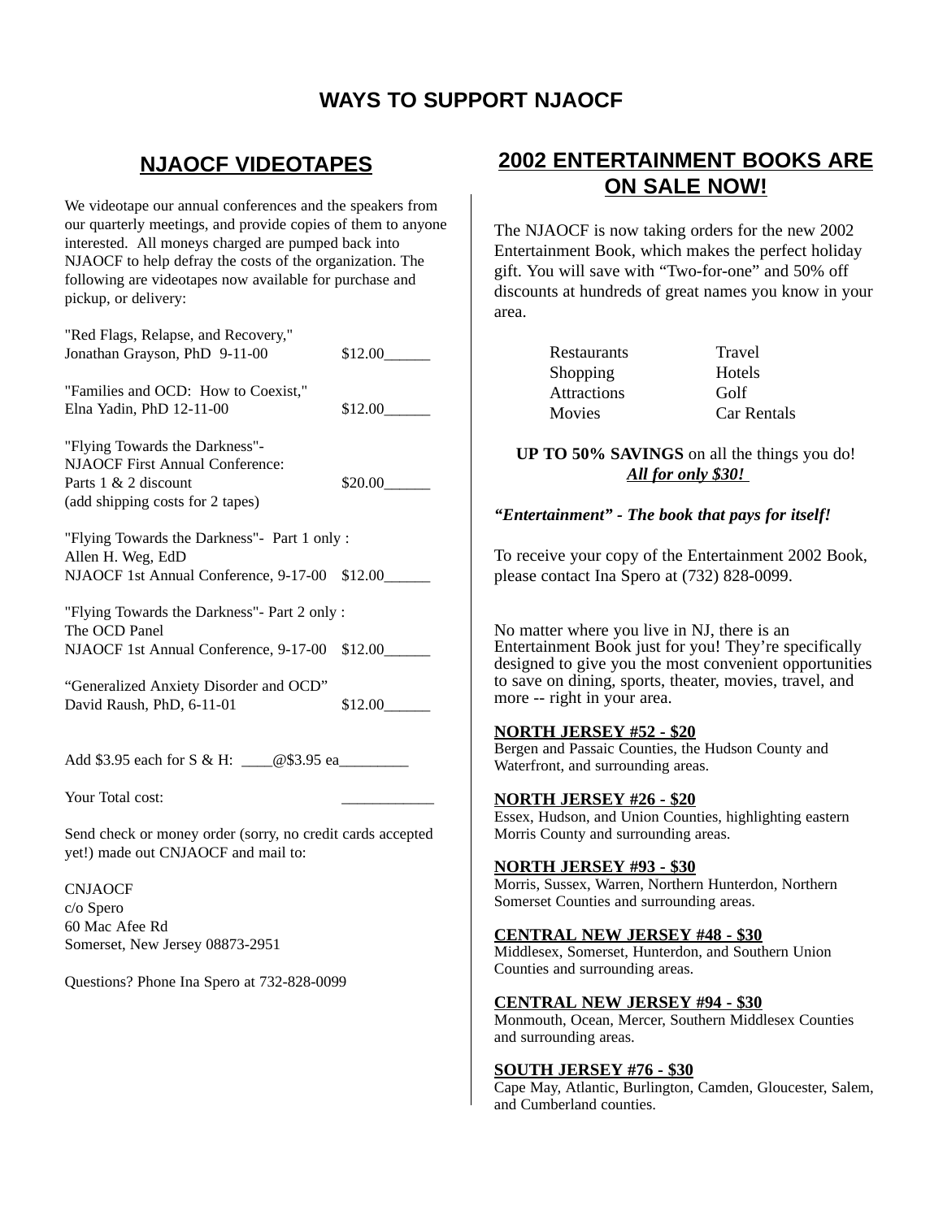# WAYS TO SUPPORT NJAOCF

## NJAOCF VIDEOTAPES

We videotape our annual conferences and the speakers from our quarterly meetings, and provide copies of them to anyone interested. All moneys charged are pumped back into NJAOCF to help defray the costs of the organization. The following are videotapes now available for purchase and pickup, or delivery:

"Red Flags, Relapse, and Recovery,"
Jonathan Grayson, PhD 9-11-00 $12.00______

"Families and OCD: How to Coexist,"
Elna Yadin, PhD 12-11-00 $12.00______

"Flying Towards the Darkness"-
NJAOCF First Annual Conference:
Parts 1 & 2 discount $20.00______
(add shipping costs for 2 tapes)

"Flying Towards the Darkness"- Part 1 only :
Allen H. Weg, EdD
NJAOCF 1st Annual Conference, 9-17-00 $12.00______

"Flying Towards the Darkness"- Part 2 only :
The OCD Panel
NJAOCF 1st Annual Conference, 9-17-00 $12.00______

"Generalized Anxiety Disorder and OCD"
David Raush, PhD, 6-11-01 $12.00______

Add $3.95 each for S & H: ____@$3.95 ea_________

Your Total cost: ____________

Send check or money order (sorry, no credit cards accepted yet!) made out CNJAOCF and mail to:

CNJAOCF
c/o Spero
60 Mac Afee Rd
Somerset, New Jersey 08873-2951

Questions? Phone Ina Spero at 732-828-0099

## 2002 ENTERTAINMENT BOOKS ARE ON SALE NOW!

The NJAOCF is now taking orders for the new 2002 Entertainment Book, which makes the perfect holiday gift. You will save with "Two-for-one" and 50% off discounts at hundreds of great names you know in your area.

| | |
|---|---|
| Restaurants | Travel |
| Shopping | Hotels |
| Attractions | Golf |
| Movies | Car Rentals |

**UP TO 50% SAVINGS** on all the things you do!
***All for only $30!***

***"Entertainment" - The book that pays for itself!***

To receive your copy of the Entertainment 2002 Book, please contact Ina Spero at (732) 828-0099.

No matter where you live in NJ, there is an Entertainment Book just for you! They're specifically designed to give you the most convenient opportunities to save on dining, sports, theater, movies, travel, and more -- right in your area.

**NORTH JERSEY #52 - $20**
Bergen and Passaic Counties, the Hudson County and Waterfront, and surrounding areas.

**NORTH JERSEY #26 - $20**
Essex, Hudson, and Union Counties, highlighting eastern Morris County and surrounding areas.

**NORTH JERSEY #93 - $30**
Morris, Sussex, Warren, Northern Hunterdon, Northern Somerset Counties and surrounding areas.

**CENTRAL NEW JERSEY #48 - $30**
Middlesex, Somerset, Hunterdon, and Southern Union Counties and surrounding areas.

**CENTRAL NEW JERSEY #94 - $30**
Monmouth, Ocean, Mercer, Southern Middlesex Counties and surrounding areas.

**SOUTH JERSEY #76 - $30**
Cape May, Atlantic, Burlington, Camden, Gloucester, Salem, and Cumberland counties.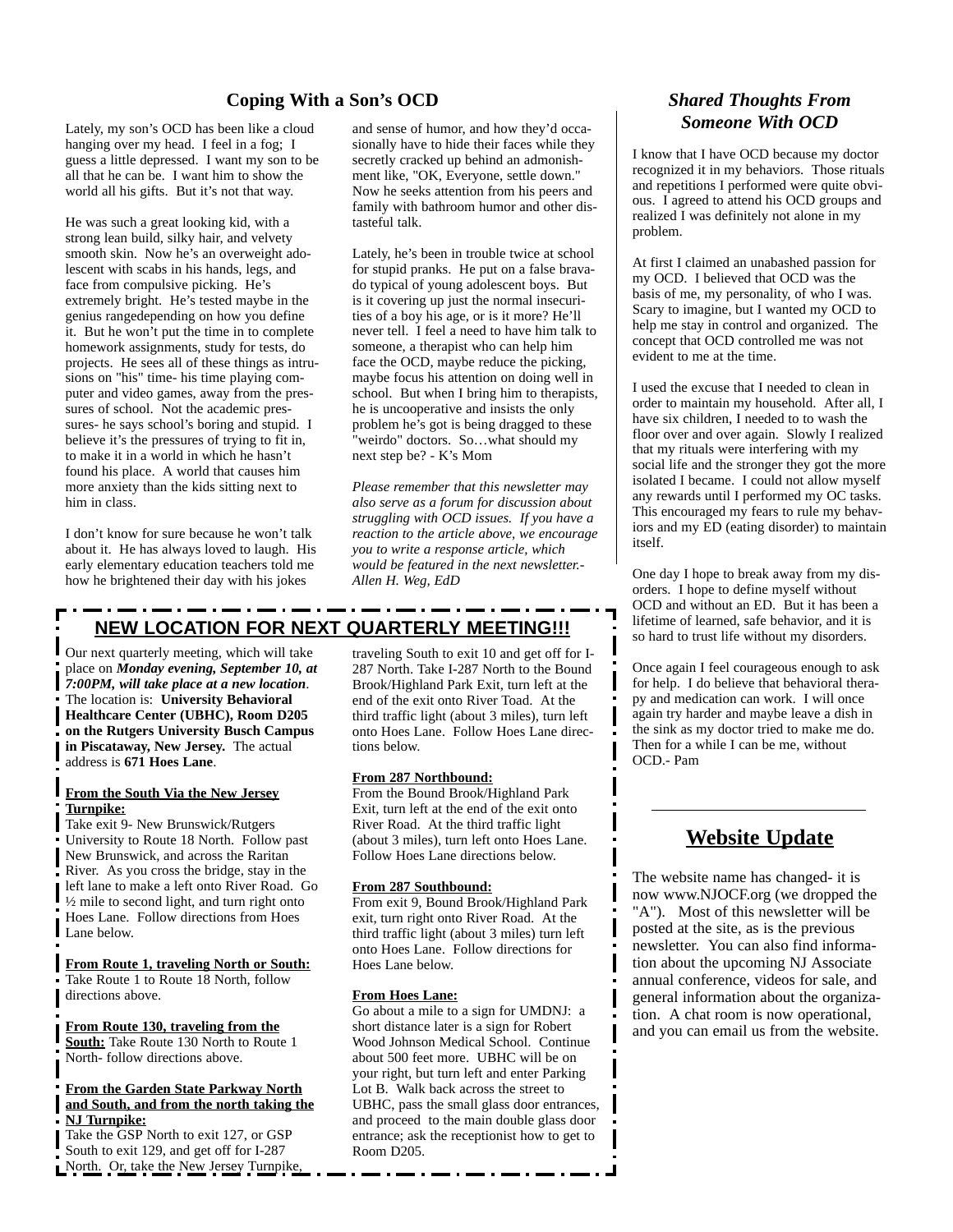## Coping With a Son's OCD

Lately, my son's OCD has been like a cloud hanging over my head. I feel in a fog; I guess a little depressed. I want my son to be all that he can be. I want him to show the world all his gifts. But it's not that way.

He was such a great looking kid, with a strong lean build, silky hair, and velvety smooth skin. Now he's an overweight adolescent with scabs in his hands, legs, and face from compulsive picking. He's extremely bright. He's tested maybe in the genius rangedepending on how you define it. But he won't put the time in to complete homework assignments, study for tests, do projects. He sees all of these things as intrusions on "his" time- his time playing computer and video games, away from the pressures of school. Not the academic pressures- he says school's boring and stupid. I believe it's the pressures of trying to fit in, to make it in a world in which he hasn't found his place. A world that causes him more anxiety than the kids sitting next to him in class.

I don't know for sure because he won't talk about it. He has always loved to laugh. His early elementary education teachers told me how he brightened their day with his jokes and sense of humor, and how they'd occasionally have to hide their faces while they secretly cracked up behind an admonishment like, "OK, Everyone, settle down." Now he seeks attention from his peers and family with bathroom humor and other distasteful talk.

Lately, he's been in trouble twice at school for stupid pranks. He put on a false bravado typical of young adolescent boys. But is it covering up just the normal insecurities of a boy his age, or is it more? He'll never tell. I feel a need to have him talk to someone, a therapist who can help him face the OCD, maybe reduce the picking, maybe focus his attention on doing well in school. But when I bring him to therapists, he is uncooperative and insists the only problem he's got is being dragged to these "weirdo" doctors. So…what should my next step be? - K's Mom

*Please remember that this newsletter may also serve as a forum for discussion about struggling with OCD issues. If you have a reaction to the article above, we encourage you to write a response article, which would be featured in the next newsletter.- Allen H. Weg, EdD*

## NEW LOCATION FOR NEXT QUARTERLY MEETING!!!

Our next quarterly meeting, which will take place on ***Monday evening, September 10, at 7:00PM, will take place at a new location***. The location is: **University Behavioral Healthcare Center (UBHC), Room D205 on the Rutgers University Busch Campus in Piscataway, New Jersey.** The actual address is **671 Hoes Lane**.

**From the South Via the New Jersey Turnpike:**
Take exit 9- New Brunswick/Rutgers University to Route 18 North. Follow past New Brunswick, and across the Raritan River. As you cross the bridge, stay in the left lane to make a left onto River Road. Go ½ mile to second light, and turn right onto Hoes Lane. Follow directions from Hoes Lane below.

**From Route 1, traveling North or South:**
Take Route 1 to Route 18 North, follow directions above.

**From Route 130, traveling from the South:** Take Route 130 North to Route 1 North- follow directions above.

**From the Garden State Parkway North and South, and from the north taking the NJ Turnpike:**
Take the GSP North to exit 127, or GSP South to exit 129, and get off for I-287 North. Or, take the New Jersey Turnpike, traveling South to exit 10 and get off for I-287 North. Take I-287 North to the Bound Brook/Highland Park Exit, turn left at the end of the exit onto River Toad. At the third traffic light (about 3 miles), turn left onto Hoes Lane. Follow Hoes Lane directions below.

**From 287 Northbound:**
From the Bound Brook/Highland Park Exit, turn left at the end of the exit onto River Road. At the third traffic light (about 3 miles), turn left onto Hoes Lane. Follow Hoes Lane directions below.

**From 287 Southbound:**
From exit 9, Bound Brook/Highland Park exit, turn right onto River Road. At the third traffic light (about 3 miles) turn left onto Hoes Lane. Follow directions for Hoes Lane below.

**From Hoes Lane:**
Go about a mile to a sign for UMDNJ: a short distance later is a sign for Robert Wood Johnson Medical School. Continue about 500 feet more. UBHC will be on your right, but turn left and enter Parking Lot B. Walk back across the street to UBHC, pass the small glass door entrances, and proceed to the main double glass door entrance; ask the receptionist how to get to Room D205.

## *Shared Thoughts From Someone With OCD*

I know that I have OCD because my doctor recognized it in my behaviors. Those rituals and repetitions I performed were quite obvious. I agreed to attend his OCD groups and realized I was definitely not alone in my problem.

At first I claimed an unabashed passion for my OCD. I believed that OCD was the basis of me, my personality, of who I was. Scary to imagine, but I wanted my OCD to help me stay in control and organized. The concept that OCD controlled me was not evident to me at the time.

I used the excuse that I needed to clean in order to maintain my household. After all, I have six children, I needed to to wash the floor over and over again. Slowly I realized that my rituals were interfering with my social life and the stronger they got the more isolated I became. I could not allow myself any rewards until I performed my OC tasks. This encouraged my fears to rule my behaviors and my ED (eating disorder) to maintain itself.

One day I hope to break away from my disorders. I hope to define myself without OCD and without an ED. But it has been a lifetime of learned, safe behavior, and it is so hard to trust life without my disorders.

Once again I feel courageous enough to ask for help. I do believe that behavioral therapy and medication can work. I will once again try harder and maybe leave a dish in the sink as my doctor tried to make me do. Then for a while I can be me, without OCD.- Pam

## Website Update

The website name has changed- it is now www.NJOCF.org (we dropped the "A"). Most of this newsletter will be posted at the site, as is the previous newsletter. You can also find information about the upcoming NJ Associate annual conference, videos for sale, and general information about the organization. A chat room is now operational, and you can email us from the website.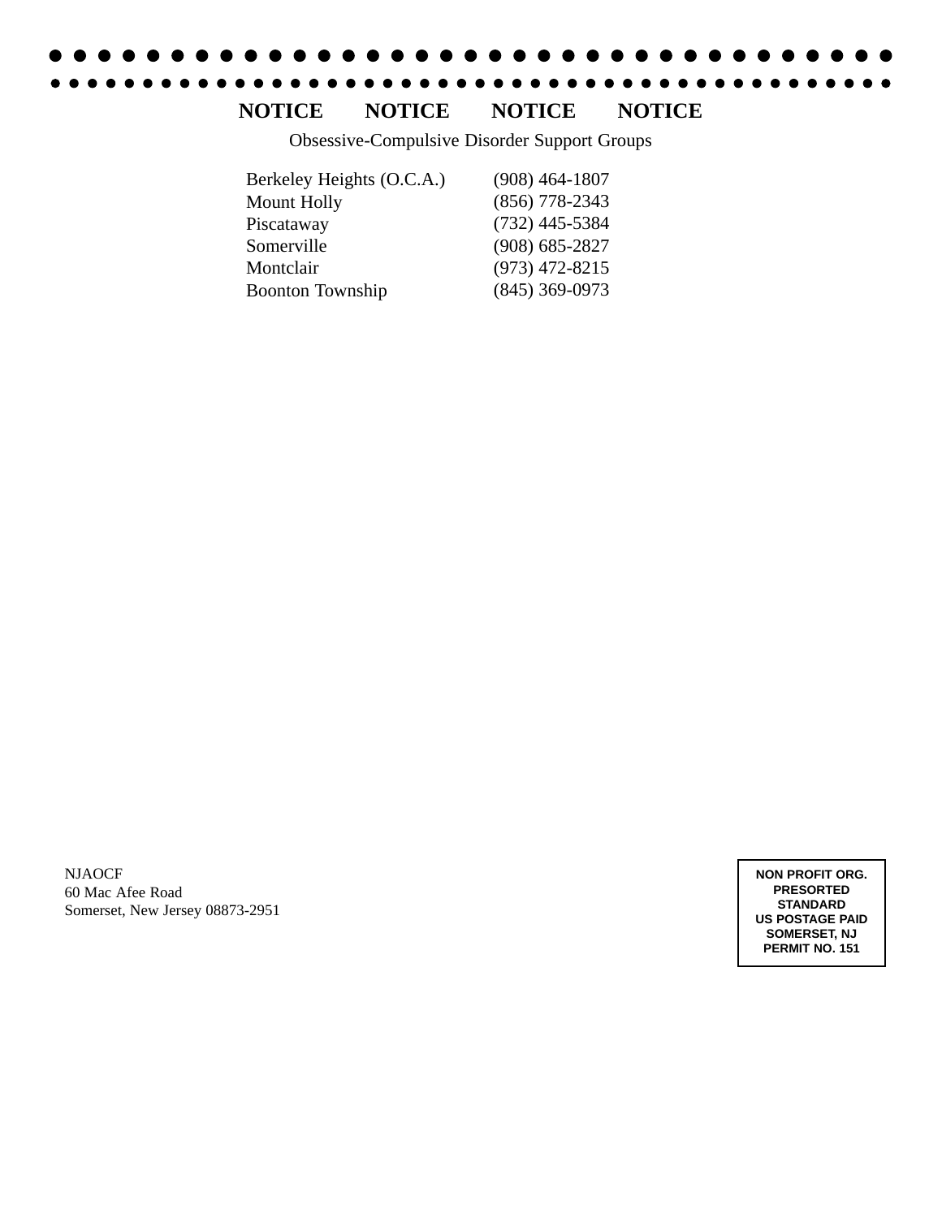**NOTICE NOTICE NOTICE NOTICE**

Obsessive-Compulsive Disorder Support Groups

| | |
|---|---|
| Berkeley Heights (O.C.A.) | (908) 464-1807 |
| Mount Holly | (856) 778-2343 |
| Piscataway | (732) 445-5384 |
| Somerville | (908) 685-2827 |
| Montclair | (973) 472-8215 |
| Boonton Township | (845) 369-0973 |

NJAOCF
60 Mac Afee Road
Somerset, New Jersey 08873-2951

NON PROFIT ORG.
PRESORTED
STANDARD
US POSTAGE PAID
SOMERSET, NJ
PERMIT NO. 151